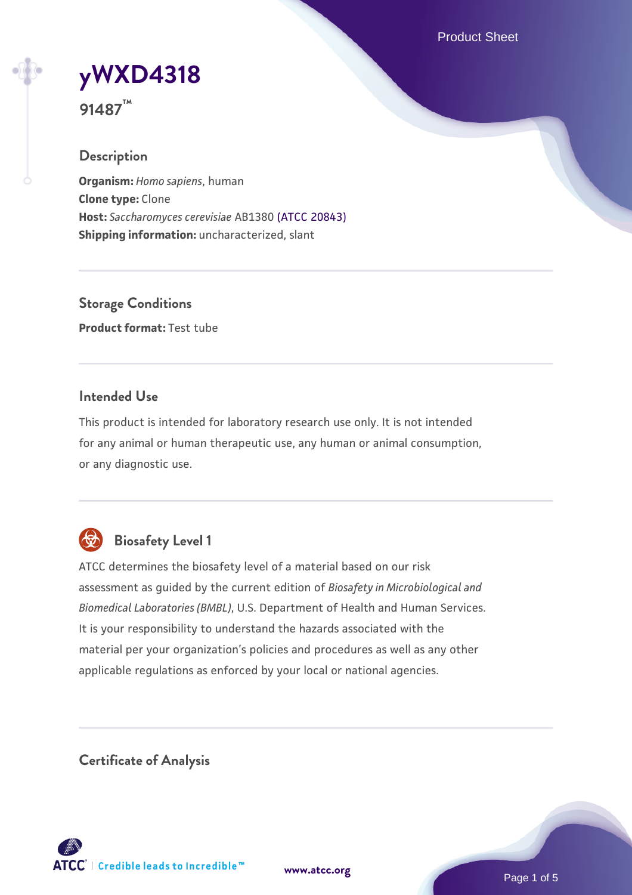# yWXD4318

**91487™**

## Description

**Organism:** *Homo sapiens*, human
**Clone type:** Clone
**Host:** *Saccharomyces cerevisiae* AB1380 (ATCC 20843)
**Shipping information:** uncharacterized, slant

## Storage Conditions

**Product format:** Test tube

## Intended Use

This product is intended for laboratory research use only. It is not intended for any animal or human therapeutic use, any human or animal consumption, or any diagnostic use.

## Biosafety Level 1

ATCC determines the biosafety level of a material based on our risk assessment as guided by the current edition of *Biosafety in Microbiological and Biomedical Laboratories (BMBL)*, U.S. Department of Health and Human Services. It is your responsibility to understand the hazards associated with the material per your organization's policies and procedures as well as any other applicable regulations as enforced by your local or national agencies.

## Certificate of Analysis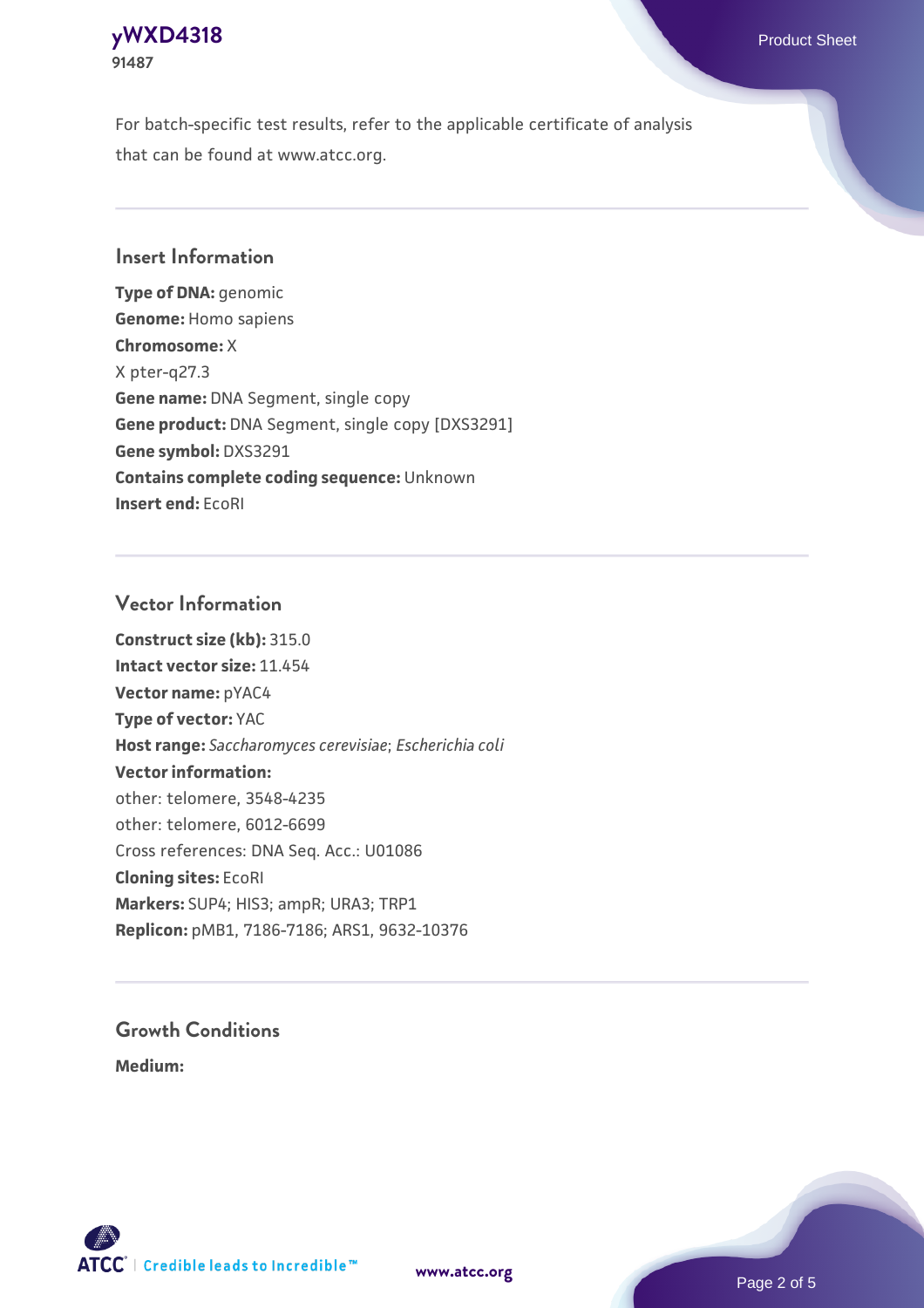For batch-specific test results, refer to the applicable certificate of analysis that can be found at www.atcc.org.

## Insert Information

**Type of DNA:** genomic
**Genome:** Homo sapiens
**Chromosome:** X
X pter-q27.3
**Gene name:** DNA Segment, single copy
**Gene product:** DNA Segment, single copy [DXS3291]
**Gene symbol:** DXS3291
**Contains complete coding sequence:** Unknown
**Insert end:** EcoRI

## Vector Information

**Construct size (kb):** 315.0
**Intact vector size:** 11.454
**Vector name:** pYAC4
**Type of vector:** YAC
**Host range:** *Saccharomyces cerevisiae*; *Escherichia coli*
**Vector information:**
other: telomere, 3548-4235
other: telomere, 6012-6699
Cross references: DNA Seq. Acc.: U01086
**Cloning sites:** EcoRI
**Markers:** SUP4; HIS3; ampR; URA3; TRP1
**Replicon:** pMB1, 7186-7186; ARS1, 9632-10376

## Growth Conditions

**Medium:**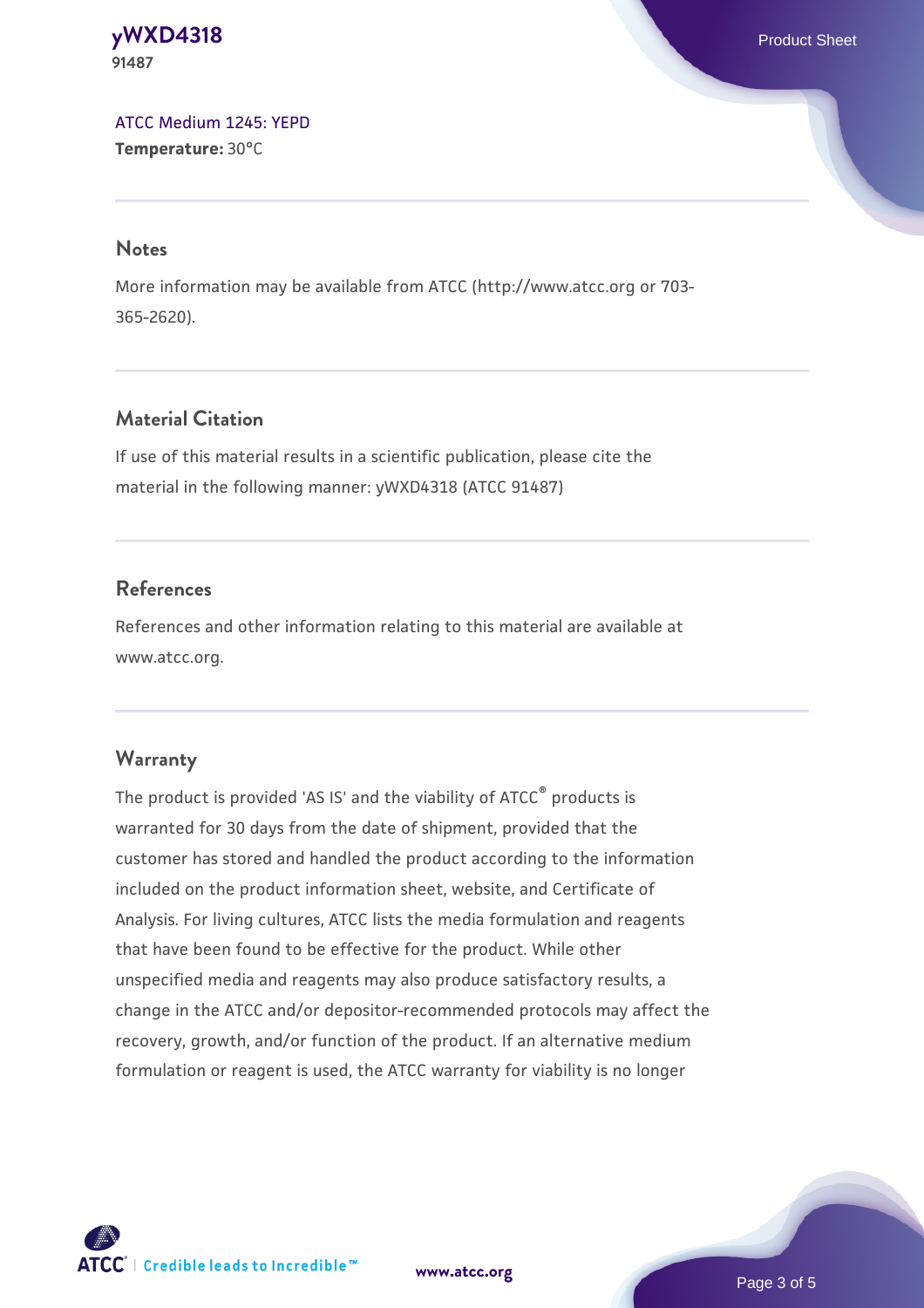ATCC Medium 1245: YEPD
**Temperature:** 30°C

## Notes

More information may be available from ATCC (http://www.atcc.org or 703-365-2620).

## Material Citation

If use of this material results in a scientific publication, please cite the material in the following manner: yWXD4318 (ATCC 91487)

## References

References and other information relating to this material are available at www.atcc.org.

## Warranty

The product is provided 'AS IS' and the viability of ATCC® products is warranted for 30 days from the date of shipment, provided that the customer has stored and handled the product according to the information included on the product information sheet, website, and Certificate of Analysis. For living cultures, ATCC lists the media formulation and reagents that have been found to be effective for the product. While other unspecified media and reagents may also produce satisfactory results, a change in the ATCC and/or depositor-recommended protocols may affect the recovery, growth, and/or function of the product. If an alternative medium formulation or reagent is used, the ATCC warranty for viability is no longer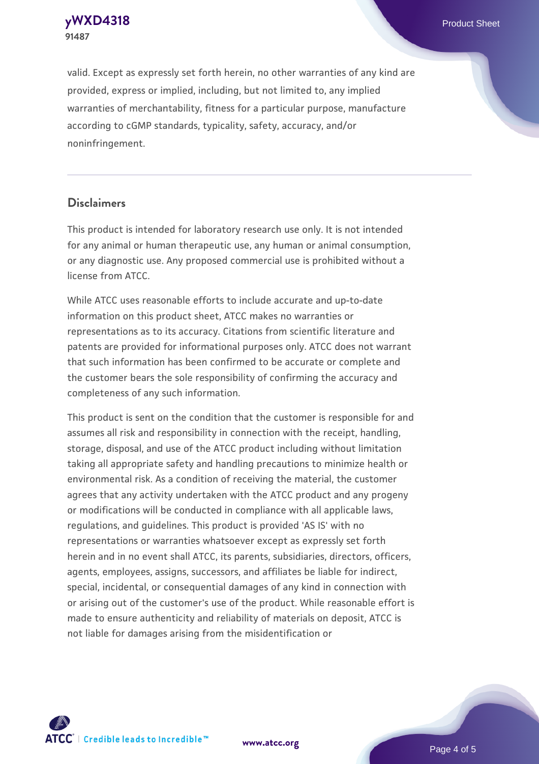valid. Except as expressly set forth herein, no other warranties of any kind are provided, express or implied, including, but not limited to, any implied warranties of merchantability, fitness for a particular purpose, manufacture according to cGMP standards, typicality, safety, accuracy, and/or noninfringement.

## Disclaimers

This product is intended for laboratory research use only. It is not intended for any animal or human therapeutic use, any human or animal consumption, or any diagnostic use. Any proposed commercial use is prohibited without a license from ATCC.

While ATCC uses reasonable efforts to include accurate and up-to-date information on this product sheet, ATCC makes no warranties or representations as to its accuracy. Citations from scientific literature and patents are provided for informational purposes only. ATCC does not warrant that such information has been confirmed to be accurate or complete and the customer bears the sole responsibility of confirming the accuracy and completeness of any such information.

This product is sent on the condition that the customer is responsible for and assumes all risk and responsibility in connection with the receipt, handling, storage, disposal, and use of the ATCC product including without limitation taking all appropriate safety and handling precautions to minimize health or environmental risk. As a condition of receiving the material, the customer agrees that any activity undertaken with the ATCC product and any progeny or modifications will be conducted in compliance with all applicable laws, regulations, and guidelines. This product is provided 'AS IS' with no representations or warranties whatsoever except as expressly set forth herein and in no event shall ATCC, its parents, subsidiaries, directors, officers, agents, employees, assigns, successors, and affiliates be liable for indirect, special, incidental, or consequential damages of any kind in connection with or arising out of the customer's use of the product. While reasonable effort is made to ensure authenticity and reliability of materials on deposit, ATCC is not liable for damages arising from the misidentification or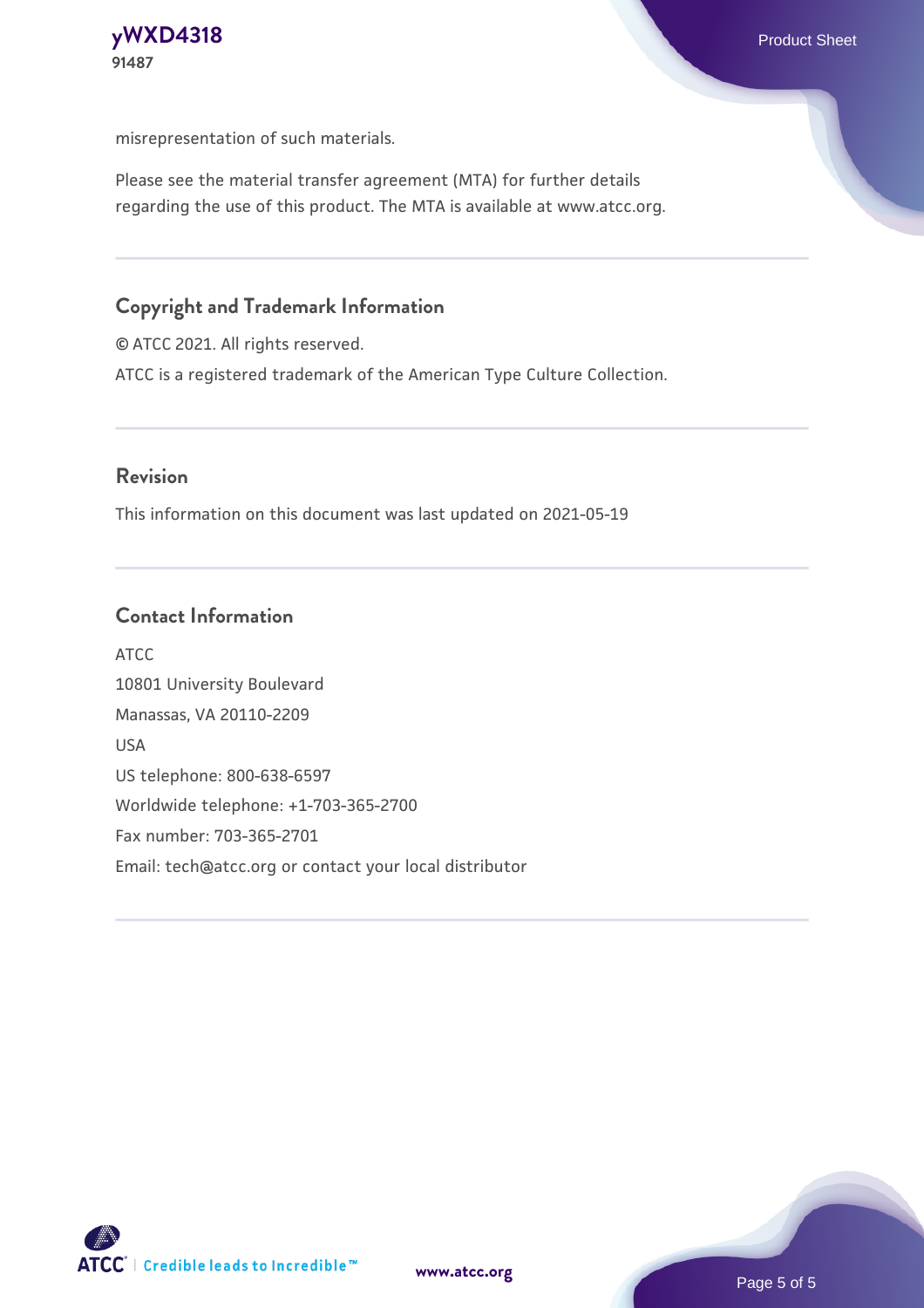misrepresentation of such materials.

Please see the material transfer agreement (MTA) for further details regarding the use of this product. The MTA is available at www.atcc.org.

## Copyright and Trademark Information

© ATCC 2021. All rights reserved.

ATCC is a registered trademark of the American Type Culture Collection.

## Revision

This information on this document was last updated on 2021-05-19

## Contact Information

ATCC
10801 University Boulevard
Manassas, VA 20110-2209
USA
US telephone: 800-638-6597
Worldwide telephone: +1-703-365-2700
Fax number: 703-365-2701
Email: tech@atcc.org or contact your local distributor